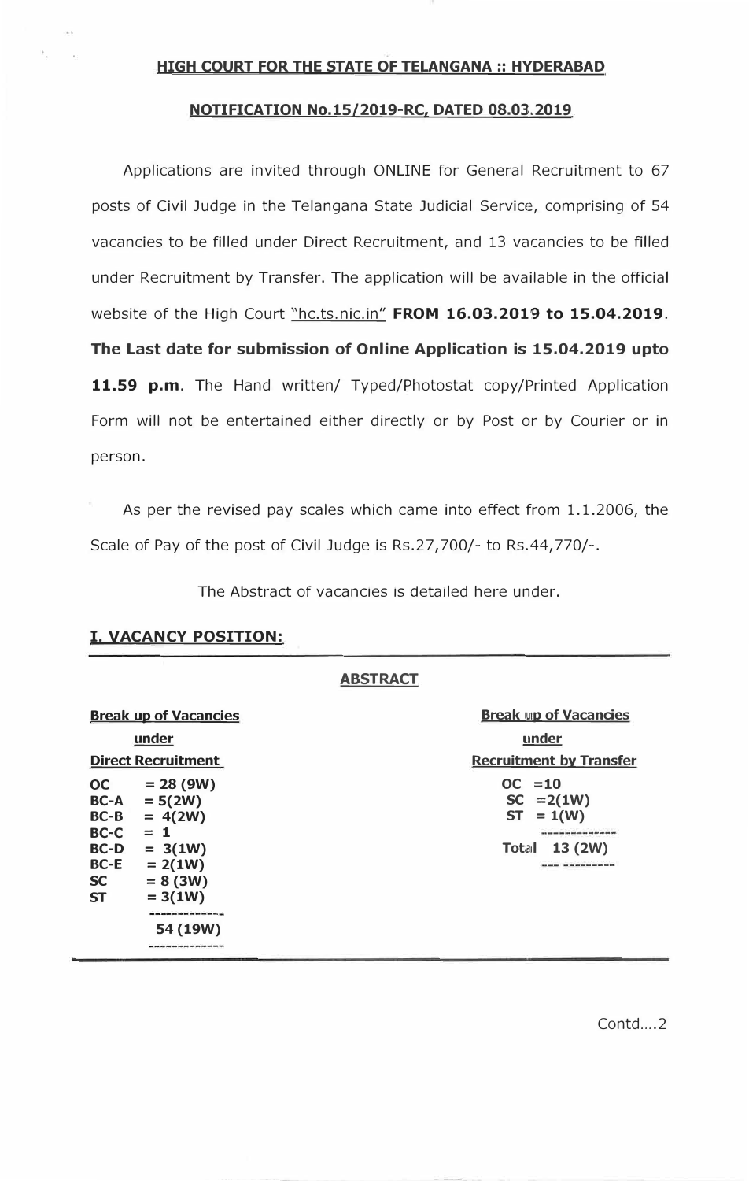## HIGH COURT FOR THE STATE OF TELANGANA :: HYDERABAD

## NOTIFICATION No.15/2019-RC, DATED 08.03.2019

Applications are invited through ONLINE for General Recruitment to 67 posts of Civil Judge in the Telangana State Judicial Service, comprising of 54 vacancies to be filled under Direct Recruitment, and 13 vacancies to be filled under Recruitment by Transfer. The application will be available in the official website of the High Court "hc.ts.nic.in" **FROM 16.03.2019 to 15.04.2019**. **The Last date for submission of Online Application is 15.04.2019 upto 11.59 p.m**. The Hand written/ Typed/Photostat copy/Printed Application Form will not be entertained either directly or by Post or by Courier or in person.

As per the revised pay scales which came into effect from 1.1.2006, the Scale of Pay of the post of Civil Judge is Rs.27,700/- to Rs.44,770/-.

The Abstract of vacancies is detailed here under.

### I. VACANCY POSITION:

**ABSTRACT**

**Break up of Vacancies under Direct Recruitment**

| Category | Vacancies |
|---|---|
| **OC** | **28 (9W)** |
| **BC-A** | **5(2W)** |
| **BC-B** | **4(2W)** |
| **BC-C** | **1** |
| **BC-D** | **3(1W)** |
| **BC-E** | **2(1W)** |
| **SC** | **8 (3W)** |
| **ST** | **3(1W)** |
| | **54 (19W)** |

**Break up of Vacancies under Recruitment by Transfer**

| Category | Vacancies |
|---|---|
| **OC** | **10** |
| **SC** | **2(1W)** |
| **ST** | **1(W)** |
| **Total** | **13 (2W)** |

Contd....2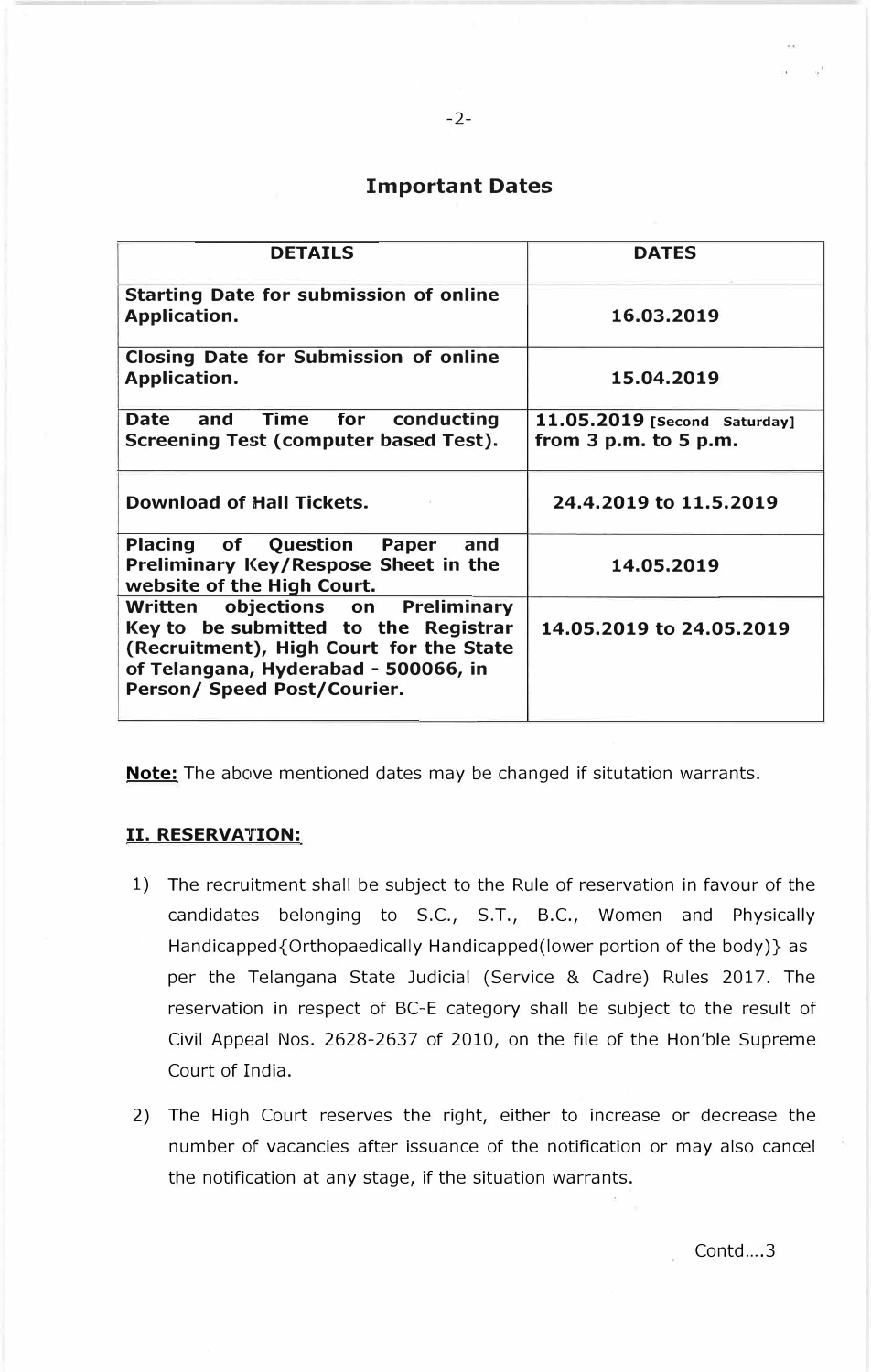## Important Dates

| DETAILS | DATES |
|---|---|
| **Starting Date for submission of online Application.** | **16.03.2019** |
| **Closing Date for Submission of online Application.** | **15.04.2019** |
| **Date and Time for conducting Screening Test (computer based Test).** | **11.05.2019** [Second Saturday] **from 3 p.m. to 5 p.m.** |
| **Download of Hall Tickets.** | **24.4.2019 to 11.5.2019** |
| **Placing of Question Paper and Preliminary Key/Respose Sheet in the website of the High Court.** | **14.05.2019** |
| **Written objections on Preliminary Key to be submitted to the Registrar (Recruitment), High Court for the State of Telangana, Hyderabad - 500066, in Person/ Speed Post/Courier.** | **14.05.2019 to 24.05.2019** |

**Note:** The above mentioned dates may be changed if situtation warrants.

### II. RESERVATION:

1) The recruitment shall be subject to the Rule of reservation in favour of the candidates belonging to S.C., S.T., B.C., Women and Physically Handicapped{Orthopaedically Handicapped(lower portion of the body)} as per the Telangana State Judicial (Service & Cadre) Rules 2017. The reservation in respect of BC-E category shall be subject to the result of Civil Appeal Nos. 2628-2637 of 2010, on the file of the Hon'ble Supreme Court of India.

2) The High Court reserves the right, either to increase or decrease the number of vacancies after issuance of the notification or may also cancel the notification at any stage, if the situation warrants.

Contd....3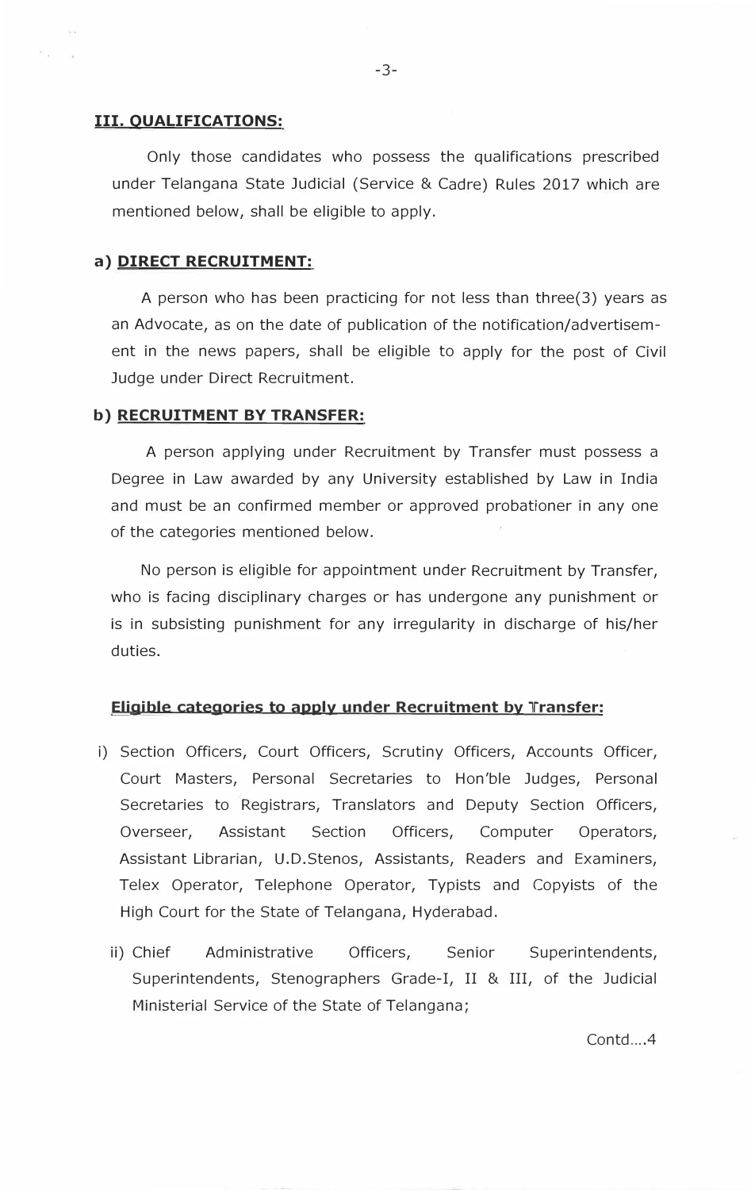## III. QUALIFICATIONS:

Only those candidates who possess the qualifications prescribed under Telangana State Judicial (Service & Cadre) Rules 2017 which are mentioned below, shall be eligible to apply.

### a) DIRECT RECRUITMENT:

A person who has been practicing for not less than three(3) years as an Advocate, as on the date of publication of the notification/advertisement in the news papers, shall be eligible to apply for the post of Civil Judge under Direct Recruitment.

### b) RECRUITMENT BY TRANSFER:

A person applying under Recruitment by Transfer must possess a Degree in Law awarded by any University established by Law in India and must be an confirmed member or approved probationer in any one of the categories mentioned below.

No person is eligible for appointment under Recruitment by Transfer, who is facing disciplinary charges or has undergone any punishment or is in subsisting punishment for any irregularity in discharge of his/her duties.

**Eligible categories to apply under Recruitment by Transfer:**

i) Section Officers, Court Officers, Scrutiny Officers, Accounts Officer, Court Masters, Personal Secretaries to Hon'ble Judges, Personal Secretaries to Registrars, Translators and Deputy Section Officers, Overseer, Assistant Section Officers, Computer Operators, Assistant Librarian, U.D.Stenos, Assistants, Readers and Examiners, Telex Operator, Telephone Operator, Typists and Copyists of the High Court for the State of Telangana, Hyderabad.

ii) Chief Administrative Officers, Senior Superintendents, Superintendents, Stenographers Grade-I, II & III, of the Judicial Ministerial Service of the State of Telangana;

Contd....4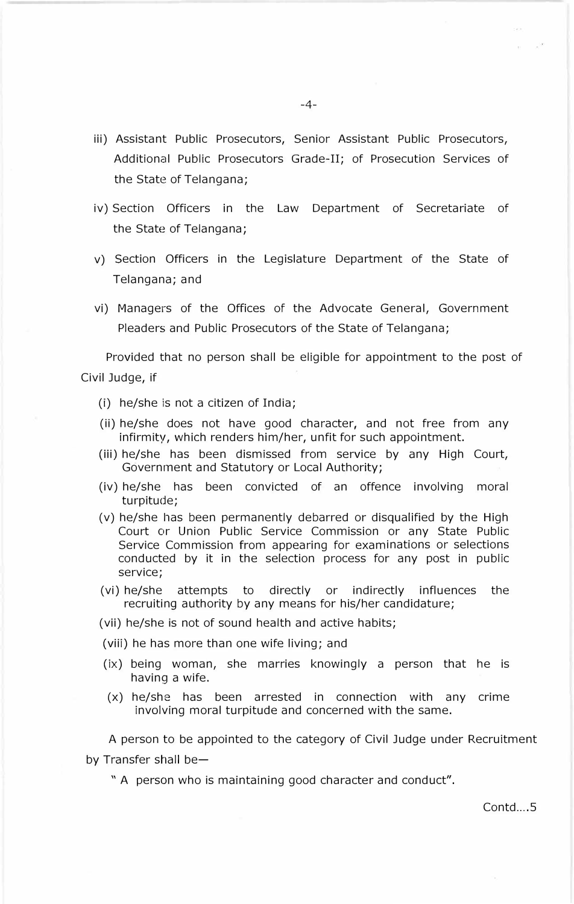iii) Assistant Public Prosecutors, Senior Assistant Public Prosecutors, Additional Public Prosecutors Grade-II; of Prosecution Services of the State of Telangana;

iv) Section Officers in the Law Department of Secretariate of the State of Telangana;

v) Section Officers in the Legislature Department of the State of Telangana; and

vi) Managers of the Offices of the Advocate General, Government Pleaders and Public Prosecutors of the State of Telangana;

Provided that no person shall be eligible for appointment to the post of Civil Judge, if

(i) he/she is not a citizen of India;

(ii) he/she does not have good character, and not free from any infirmity, which renders him/her, unfit for such appointment.

(iii) he/she has been dismissed from service by any High Court, Government and Statutory or Local Authority;

(iv) he/she has been convicted of an offence involving moral turpitude;

(v) he/she has been permanently debarred or disqualified by the High Court or Union Public Service Commission or any State Public Service Commission from appearing for examinations or selections conducted by it in the selection process for any post in public service;

(vi) he/she attempts to directly or indirectly influences the recruiting authority by any means for his/her candidature;

(vii) he/she is not of sound health and active habits;

(viii) he has more than one wife living; and

(ix) being woman, she marries knowingly a person that he is having a wife.

(x) he/she has been arrested in connection with any crime involving moral turpitude and concerned with the same.

A person to be appointed to the category of Civil Judge under Recruitment by Transfer shall be—

" A person who is maintaining good character and conduct".

Contd....5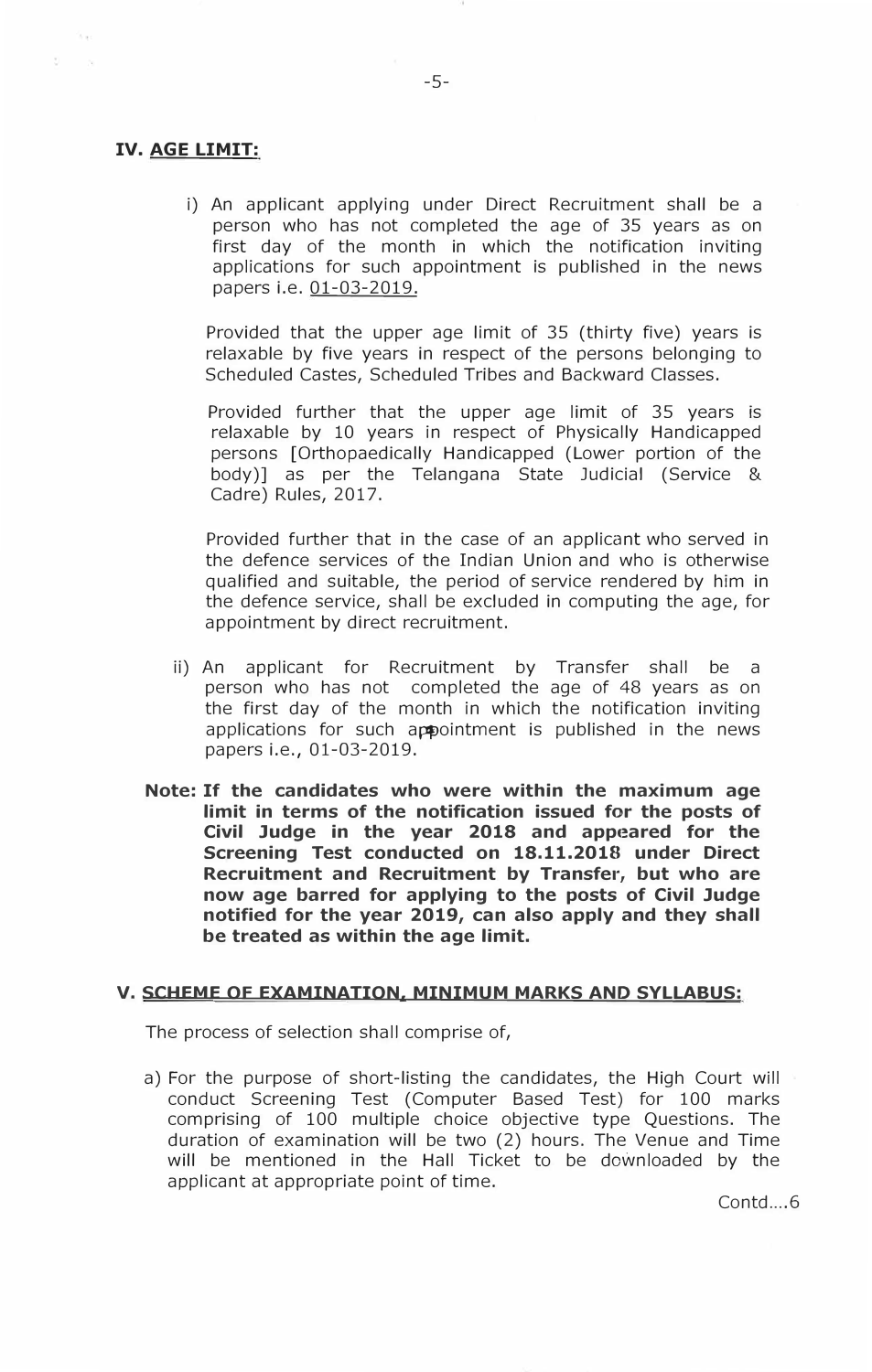## IV. AGE LIMIT:

i) An applicant applying under Direct Recruitment shall be a person who has not completed the age of 35 years as on first day of the month in which the notification inviting applications for such appointment is published in the news papers i.e. 01-03-2019.

Provided that the upper age limit of 35 (thirty five) years is relaxable by five years in respect of the persons belonging to Scheduled Castes, Scheduled Tribes and Backward Classes.

Provided further that the upper age limit of 35 years is relaxable by 10 years in respect of Physically Handicapped persons [Orthopaedically Handicapped (Lower portion of the body)] as per the Telangana State Judicial (Service & Cadre) Rules, 2017.

Provided further that in the case of an applicant who served in the defence services of the Indian Union and who is otherwise qualified and suitable, the period of service rendered by him in the defence service, shall be excluded in computing the age, for appointment by direct recruitment.

ii) An applicant for Recruitment by Transfer shall be a person who has not completed the age of 48 years as on the first day of the month in which the notification inviting applications for such appointment is published in the news papers i.e., 01-03-2019.

**Note: If the candidates who were within the maximum age limit in terms of the notification issued for the posts of Civil Judge in the year 2018 and appeared for the Screening Test conducted on 18.11.2018 under Direct Recruitment and Recruitment by Transfer, but who are now age barred for applying to the posts of Civil Judge notified for the year 2019, can also apply and they shall be treated as within the age limit.**

## V. SCHEME OF EXAMINATION, MINIMUM MARKS AND SYLLABUS:

The process of selection shall comprise of,

a) For the purpose of short-listing the candidates, the High Court will conduct Screening Test (Computer Based Test) for 100 marks comprising of 100 multiple choice objective type Questions. The duration of examination will be two (2) hours. The Venue and Time will be mentioned in the Hall Ticket to be downloaded by the applicant at appropriate point of time.

Contd....6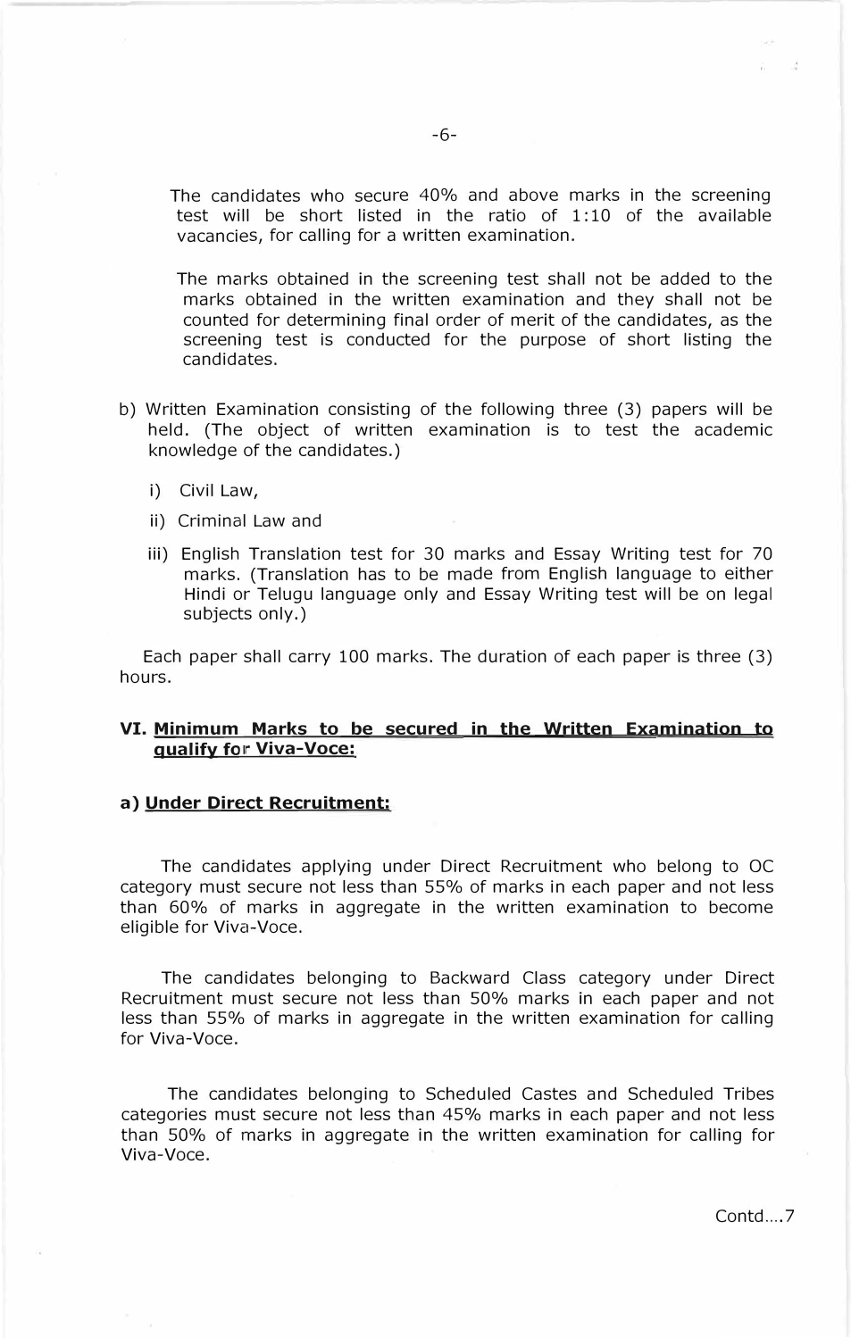The candidates who secure 40% and above marks in the screening test will be short listed in the ratio of 1:10 of the available vacancies, for calling for a written examination.

The marks obtained in the screening test shall not be added to the marks obtained in the written examination and they shall not be counted for determining final order of merit of the candidates, as the screening test is conducted for the purpose of short listing the candidates.

b) Written Examination consisting of the following three (3) papers will be held. (The object of written examination is to test the academic knowledge of the candidates.)

   i) Civil Law,

   ii) Criminal Law and

   iii) English Translation test for 30 marks and Essay Writing test for 70 marks. (Translation has to be made from English language to either Hindi or Telugu language only and Essay Writing test will be on legal subjects only.)

Each paper shall carry 100 marks. The duration of each paper is three (3) hours.

## VI. Minimum Marks to be secured in the Written Examination to qualify for Viva-Voce:

### a) Under Direct Recruitment:

The candidates applying under Direct Recruitment who belong to OC category must secure not less than 55% of marks in each paper and not less than 60% of marks in aggregate in the written examination to become eligible for Viva-Voce.

The candidates belonging to Backward Class category under Direct Recruitment must secure not less than 50% marks in each paper and not less than 55% of marks in aggregate in the written examination for calling for Viva-Voce.

The candidates belonging to Scheduled Castes and Scheduled Tribes categories must secure not less than 45% marks in each paper and not less than 50% of marks in aggregate in the written examination for calling for Viva-Voce.

Contd....7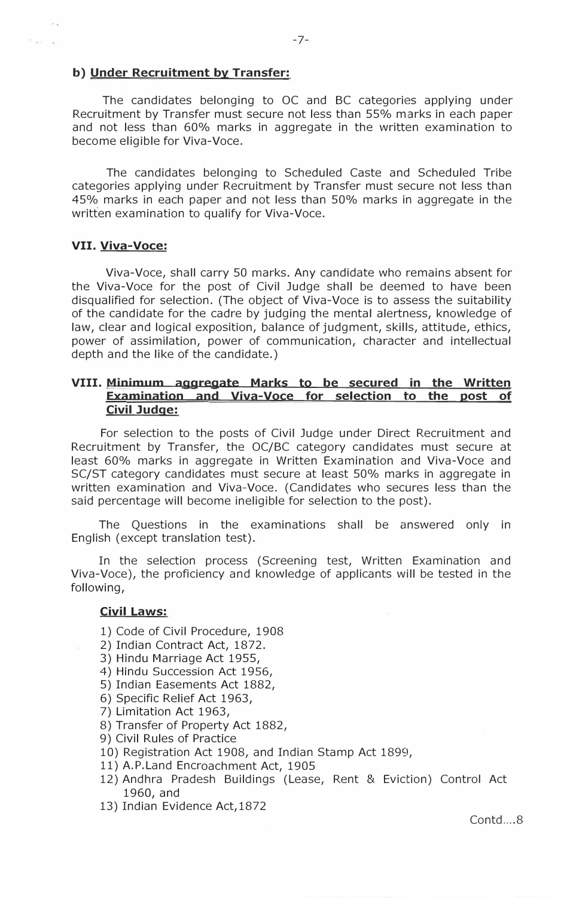**b) Under Recruitment by Transfer:**

The candidates belonging to OC and BC categories applying under Recruitment by Transfer must secure not less than 55% marks in each paper and not less than 60% marks in aggregate in the written examination to become eligible for Viva-Voce.

The candidates belonging to Scheduled Caste and Scheduled Tribe categories applying under Recruitment by Transfer must secure not less than 45% marks in each paper and not less than 50% marks in aggregate in the written examination to qualify for Viva-Voce.

**VII. Viva-Voce:**

Viva-Voce, shall carry 50 marks. Any candidate who remains absent for the Viva-Voce for the post of Civil Judge shall be deemed to have been disqualified for selection. (The object of Viva-Voce is to assess the suitability of the candidate for the cadre by judging the mental alertness, knowledge of law, clear and logical exposition, balance of judgment, skills, attitude, ethics, power of assimilation, power of communication, character and intellectual depth and the like of the candidate.)

**VIII. Minimum aggregate Marks to be secured in the Written Examination and Viva-Voce for selection to the post of Civil Judge:**

For selection to the posts of Civil Judge under Direct Recruitment and Recruitment by Transfer, the OC/BC category candidates must secure at least 60% marks in aggregate in Written Examination and Viva-Voce and SC/ST category candidates must secure at least 50% marks in aggregate in written examination and Viva-Voce. (Candidates who secures less than the said percentage will become ineligible for selection to the post).

The Questions in the examinations shall be answered only in English (except translation test).

In the selection process (Screening test, Written Examination and Viva-Voce), the proficiency and knowledge of applicants will be tested in the following,

**Civil Laws:**

1) Code of Civil Procedure, 1908
2) Indian Contract Act, 1872.
3) Hindu Marriage Act 1955,
4) Hindu Succession Act 1956,
5) Indian Easements Act 1882,
6) Specific Relief Act 1963,
7) Limitation Act 1963,
8) Transfer of Property Act 1882,
9) Civil Rules of Practice
10) Registration Act 1908, and Indian Stamp Act 1899,
11) A.P.Land Encroachment Act, 1905
12) Andhra Pradesh Buildings (Lease, Rent & Eviction) Control Act 1960, and
13) Indian Evidence Act,1872

Contd....8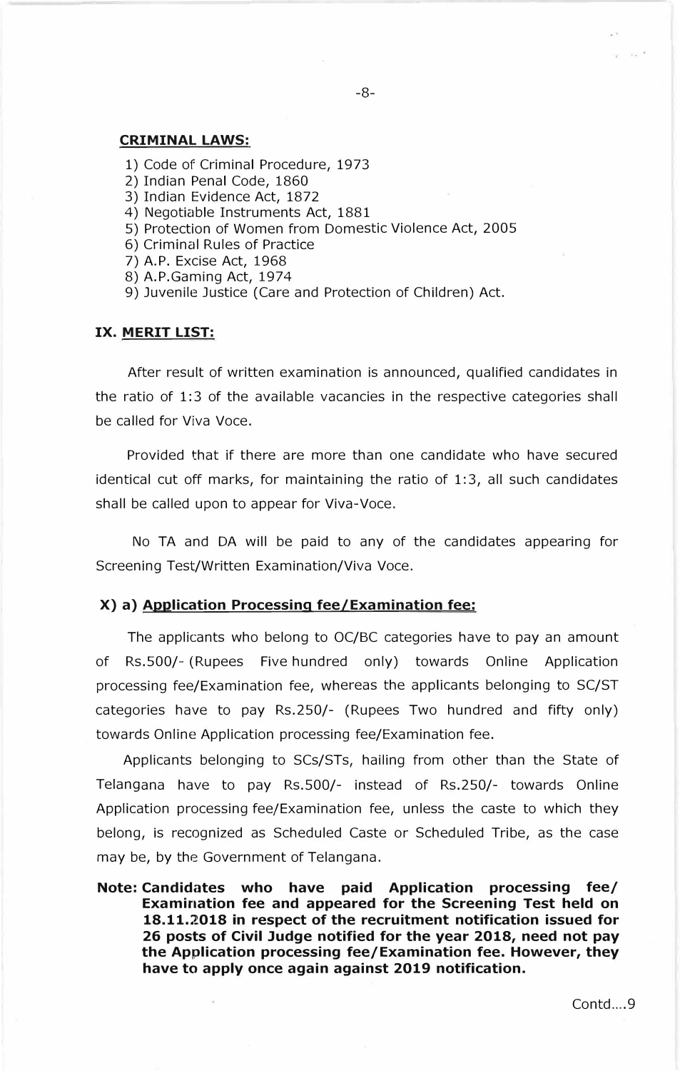**CRIMINAL LAWS:**

1) Code of Criminal Procedure, 1973
2) Indian Penal Code, 1860
3) Indian Evidence Act, 1872
4) Negotiable Instruments Act, 1881
5) Protection of Women from Domestic Violence Act, 2005
6) Criminal Rules of Practice
7) A.P. Excise Act, 1968
8) A.P.Gaming Act, 1974
9) Juvenile Justice (Care and Protection of Children) Act.

## IX. MERIT LIST:

After result of written examination is announced, qualified candidates in the ratio of 1:3 of the available vacancies in the respective categories shall be called for Viva Voce.

Provided that if there are more than one candidate who have secured identical cut off marks, for maintaining the ratio of 1:3, all such candidates shall be called upon to appear for Viva-Voce.

No TA and DA will be paid to any of the candidates appearing for Screening Test/Written Examination/Viva Voce.

## X) a) Application Processing fee/Examination fee:

The applicants who belong to OC/BC categories have to pay an amount of Rs.500/- (Rupees Five hundred only) towards Online Application processing fee/Examination fee, whereas the applicants belonging to SC/ST categories have to pay Rs.250/- (Rupees Two hundred and fifty only) towards Online Application processing fee/Examination fee.

Applicants belonging to SCs/STs, hailing from other than the State of Telangana have to pay Rs.500/- instead of Rs.250/- towards Online Application processing fee/Examination fee, unless the caste to which they belong, is recognized as Scheduled Caste or Scheduled Tribe, as the case may be, by the Government of Telangana.

**Note: Candidates who have paid Application processing fee/ Examination fee and appeared for the Screening Test held on 18.11.2018 in respect of the recruitment notification issued for 26 posts of Civil Judge notified for the year 2018, need not pay the Application processing fee/Examination fee. However, they have to apply once again against 2019 notification.**

Contd....9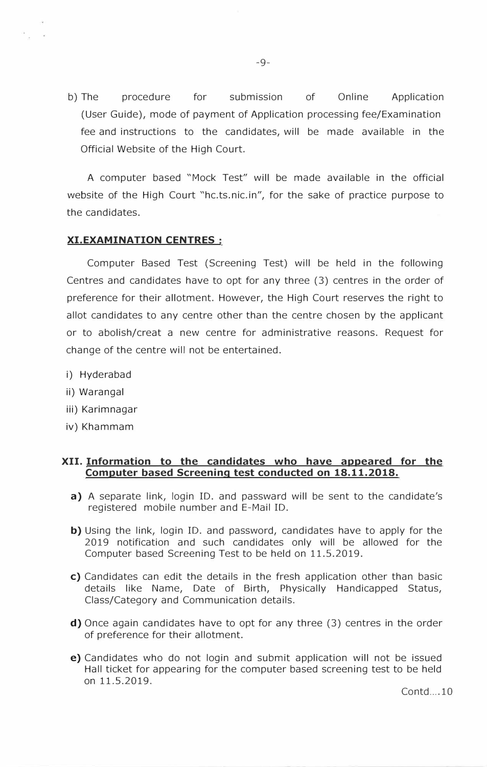b) The procedure for submission of Online Application (User Guide), mode of payment of Application processing fee/Examination fee and instructions to the candidates, will be made available in the Official Website of the High Court.

A computer based "Mock Test" will be made available in the official website of the High Court "hc.ts.nic.in", for the sake of practice purpose to the candidates.

## XI.EXAMINATION CENTRES :

Computer Based Test (Screening Test) will be held in the following Centres and candidates have to opt for any three (3) centres in the order of preference for their allotment. However, the High Court reserves the right to allot candidates to any centre other than the centre chosen by the applicant or to abolish/creat a new centre for administrative reasons. Request for change of the centre will not be entertained.

i) Hyderabad
ii) Warangal
iii) Karimnagar
iv) Khammam

## XII. Information to the candidates who have appeared for the Computer based Screening test conducted on 18.11.2018.

**a)** A separate link, login ID. and passward will be sent to the candidate's registered mobile number and E-Mail ID.

**b)** Using the link, login ID. and password, candidates have to apply for the 2019 notification and such candidates only will be allowed for the Computer based Screening Test to be held on 11.5.2019.

**c)** Candidates can edit the details in the fresh application other than basic details like Name, Date of Birth, Physically Handicapped Status, Class/Category and Communication details.

**d)** Once again candidates have to opt for any three (3) centres in the order of preference for their allotment.

**e)** Candidates who do not login and submit application will not be issued Hall ticket for appearing for the computer based screening test to be held on 11.5.2019.

Contd....10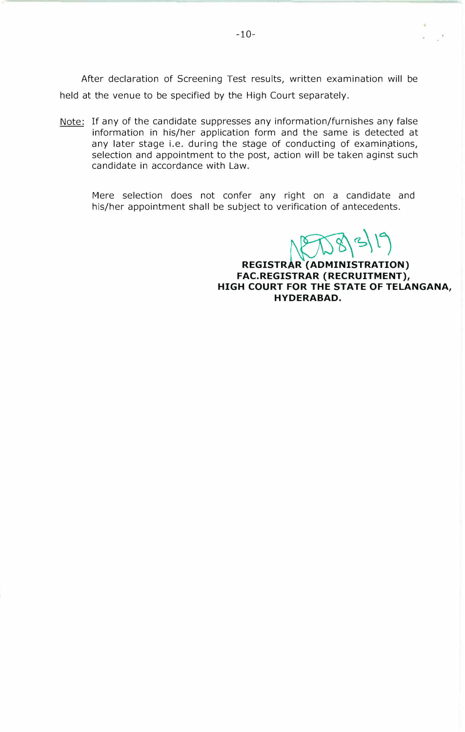After declaration of Screening Test results, written examination will be held at the venue to be specified by the High Court separately.

Note: If any of the candidate suppresses any information/furnishes any false information in his/her application form and the same is detected at any later stage i.e. during the stage of conducting of examinations, selection and appointment to the post, action will be taken aginst such candidate in accordance with Law.

Mere selection does not confer any right on a candidate and his/her appointment shall be subject to verification of antecedents.

8/3/19

**REGISTRAR (ADMINISTRATION)**
**FAC.REGISTRAR (RECRUITMENT),**
**HIGH COURT FOR THE STATE OF TELANGANA,**
**HYDERABAD.**